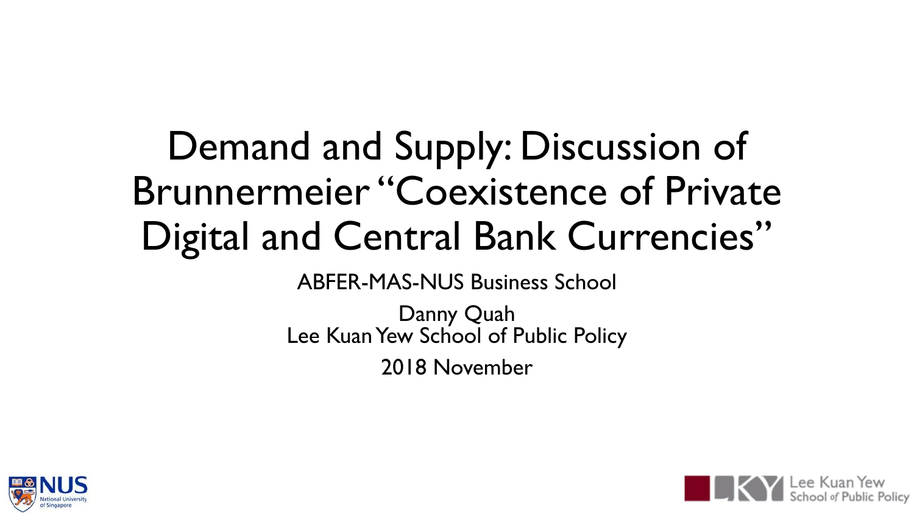# Demand and Supply: Discussion of Brunnermeier "Coexistence of Private Digital and Central Bank Currencies"

ABFER-MAS-NUS Business School

Danny Quah
Lee Kuan Yew School of Public Policy

2018 November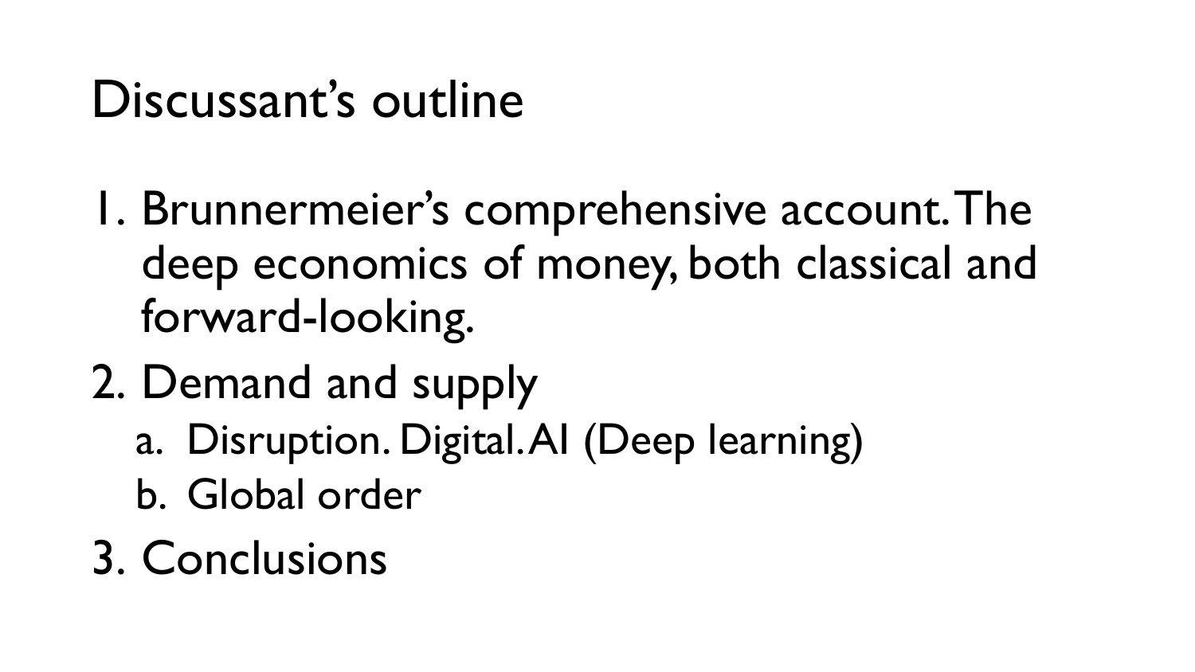# Discussant's outline

1. Brunnermeier's comprehensive account. The deep economics of money, both classical and forward-looking.
2. Demand and supply
   a. Disruption. Digital. AI (Deep learning)
   b. Global order
3. Conclusions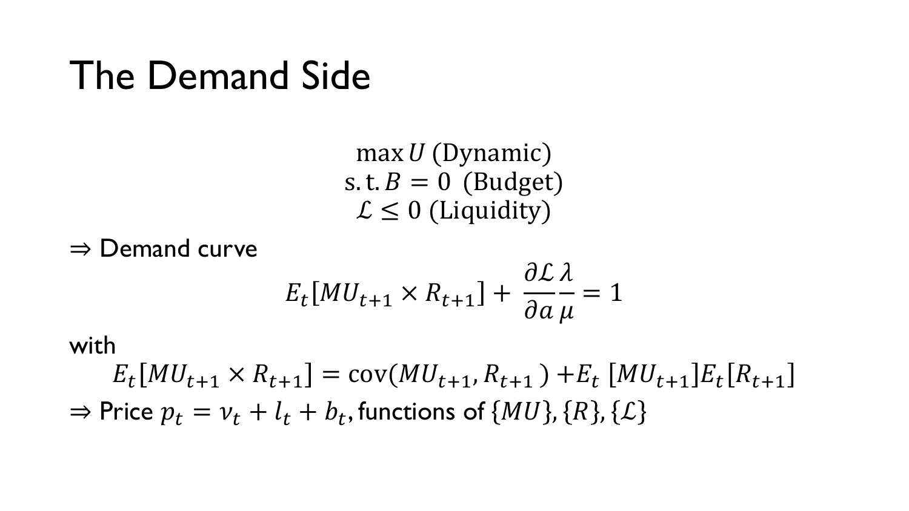# The Demand Side

$$\max U \text{ (Dynamic)}$$
$$\text{s.t.}\, B = 0 \text{ (Budget)}$$
$$\mathcal{L} \leq 0 \text{ (Liquidity)}$$

⇒ Demand curve

$$E_t[MU_{t+1} \times R_{t+1}] + \frac{\partial \mathcal{L}}{\partial a}\frac{\lambda}{\mu} = 1$$

with

$$E_t[MU_{t+1} \times R_{t+1}] = \text{cov}(MU_{t+1}, R_{t+1}) + E_t[MU_{t+1}]E_t[R_{t+1}]$$

⇒ Price $p_t = v_t + l_t + b_t$, functions of $\{MU\}, \{R\}, \{\mathcal{L}\}$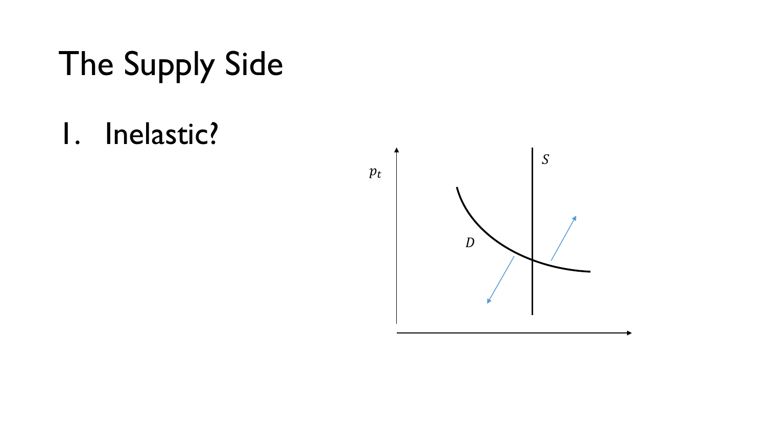# The Supply Side

1. Inelastic?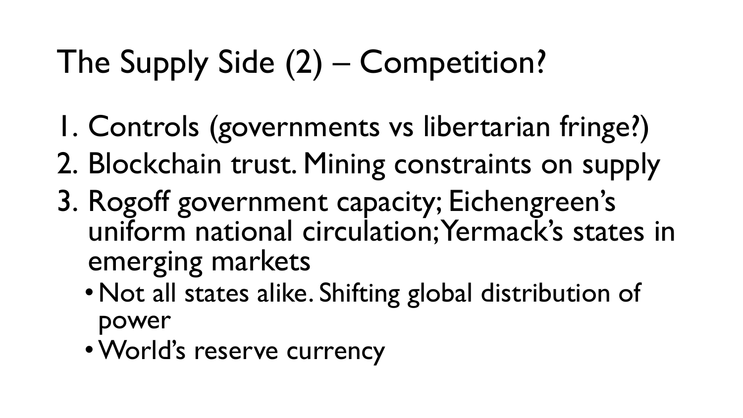# The Supply Side (2) – Competition?

1. Controls (governments vs libertarian fringe?)
2. Blockchain trust. Mining constraints on supply
3. Rogoff government capacity; Eichengreen's uniform national circulation; Yermack's states in emerging markets
   - Not all states alike. Shifting global distribution of power
   - World's reserve currency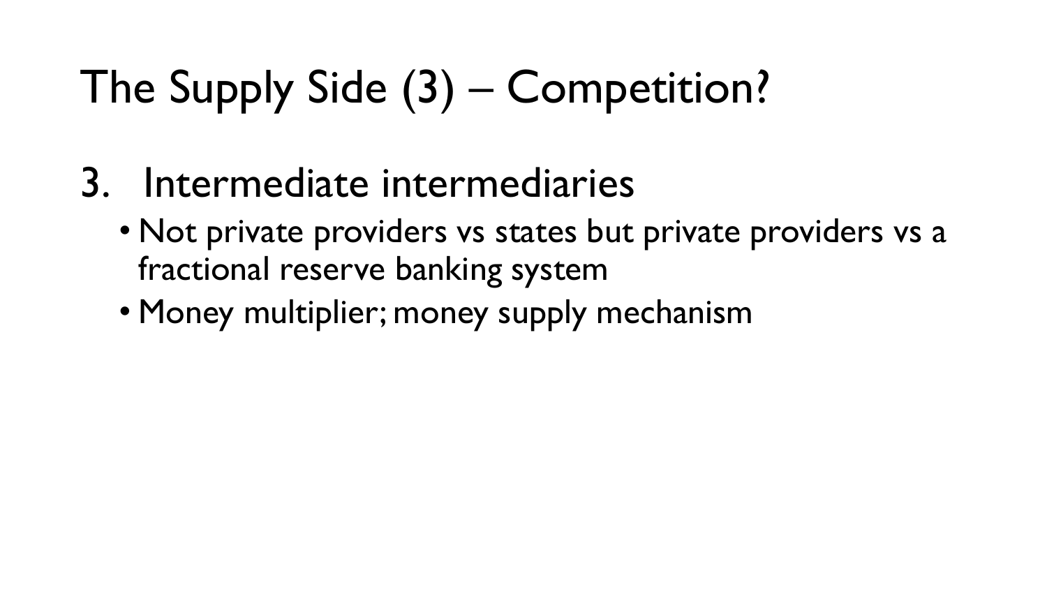# The Supply Side (3) – Competition?

3. Intermediate intermediaries
   - Not private providers vs states but private providers vs a fractional reserve banking system
   - Money multiplier; money supply mechanism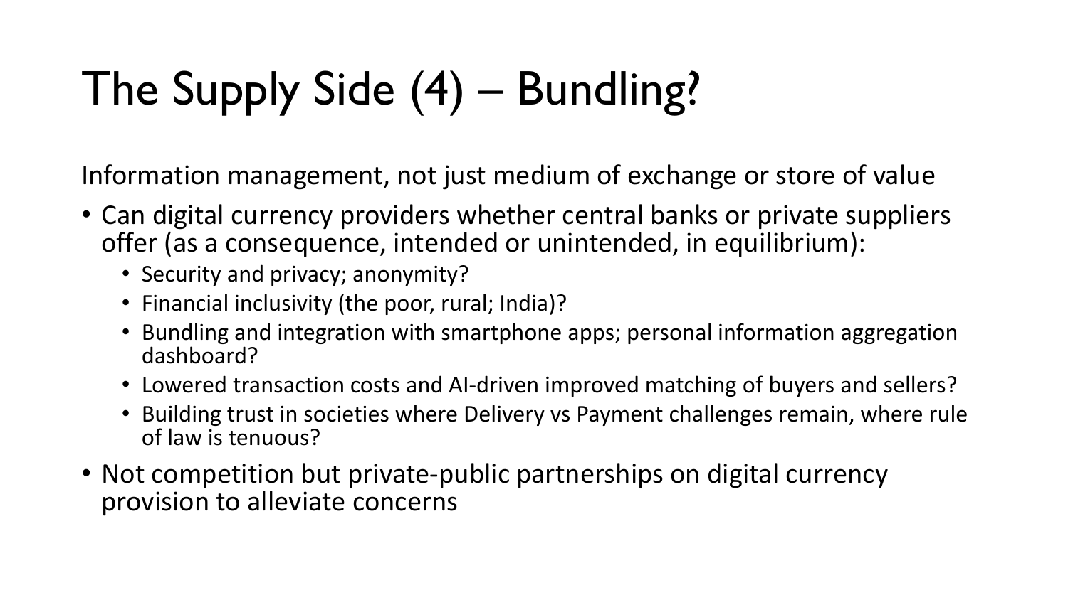# The Supply Side (4) – Bundling?

Information management, not just medium of exchange or store of value

- Can digital currency providers whether central banks or private suppliers offer (as a consequence, intended or unintended, in equilibrium):
  - Security and privacy; anonymity?
  - Financial inclusivity (the poor, rural; India)?
  - Bundling and integration with smartphone apps; personal information aggregation dashboard?
  - Lowered transaction costs and AI-driven improved matching of buyers and sellers?
  - Building trust in societies where Delivery vs Payment challenges remain, where rule of law is tenuous?
- Not competition but private-public partnerships on digital currency provision to alleviate concerns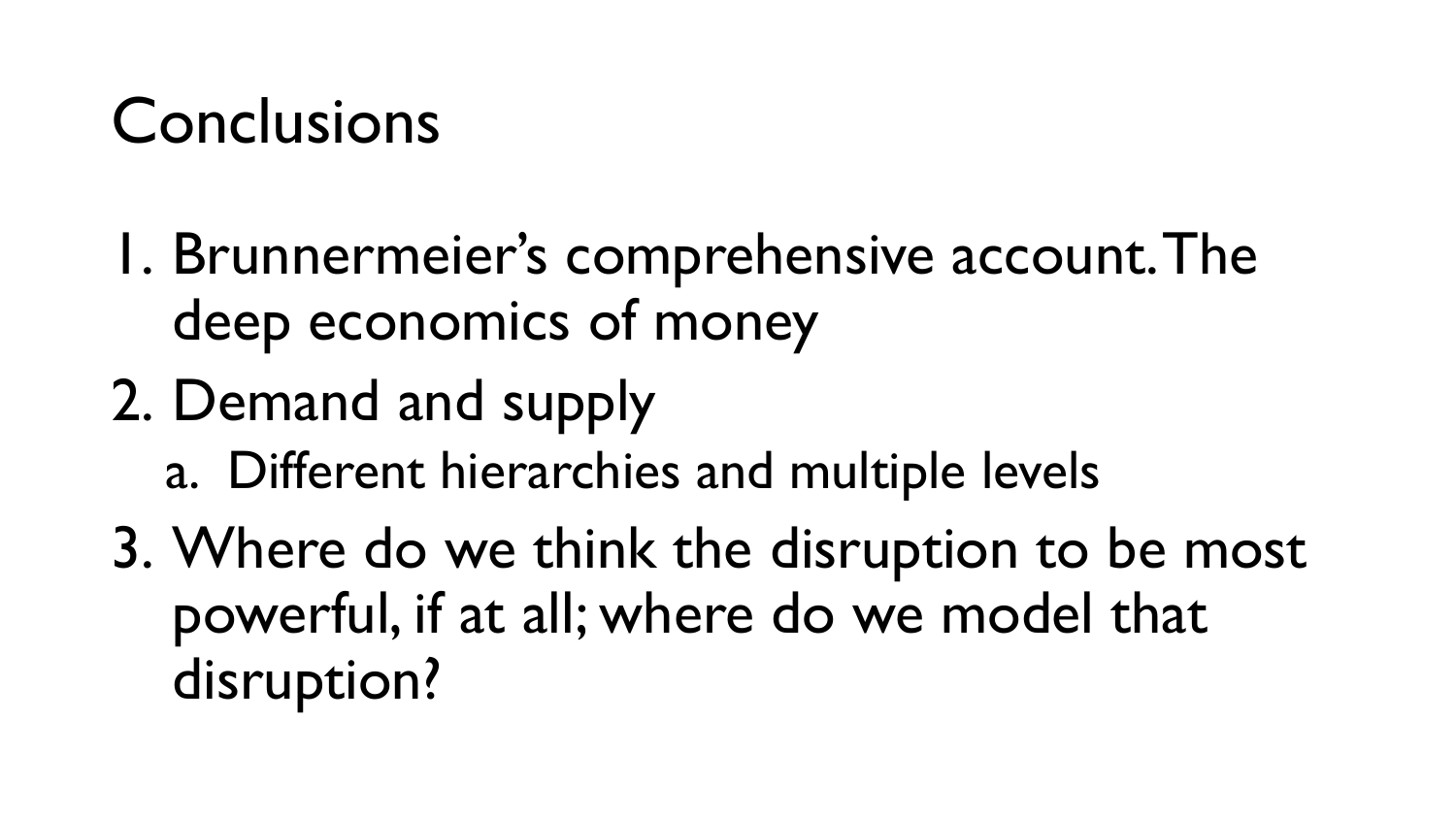# Conclusions

1. Brunnermeier's comprehensive account. The deep economics of money
2. Demand and supply
   a. Different hierarchies and multiple levels
3. Where do we think the disruption to be most powerful, if at all; where do we model that disruption?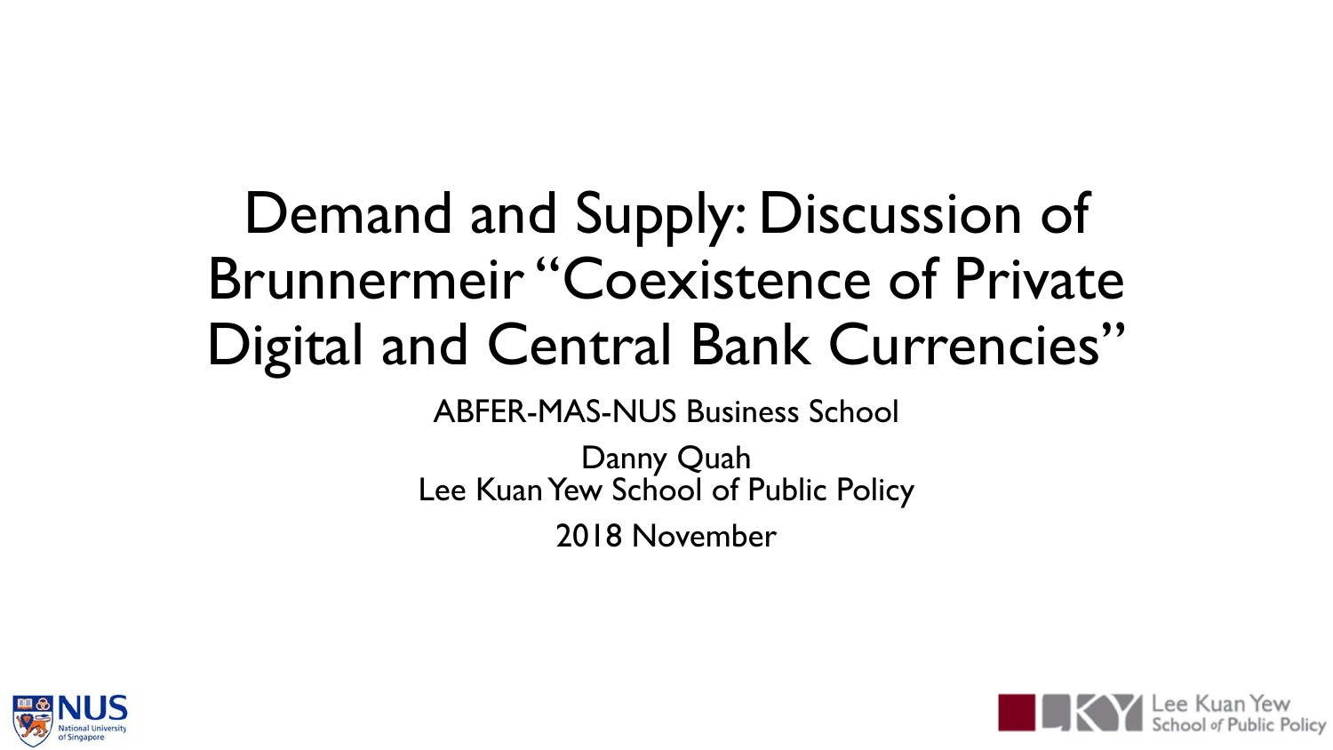# Demand and Supply: Discussion of Brunnermeir "Coexistence of Private Digital and Central Bank Currencies"

ABFER-MAS-NUS Business School

Danny Quah

Lee Kuan Yew School of Public Policy

2018 November

NUS National University of Singapore

Lee Kuan Yew School of Public Policy